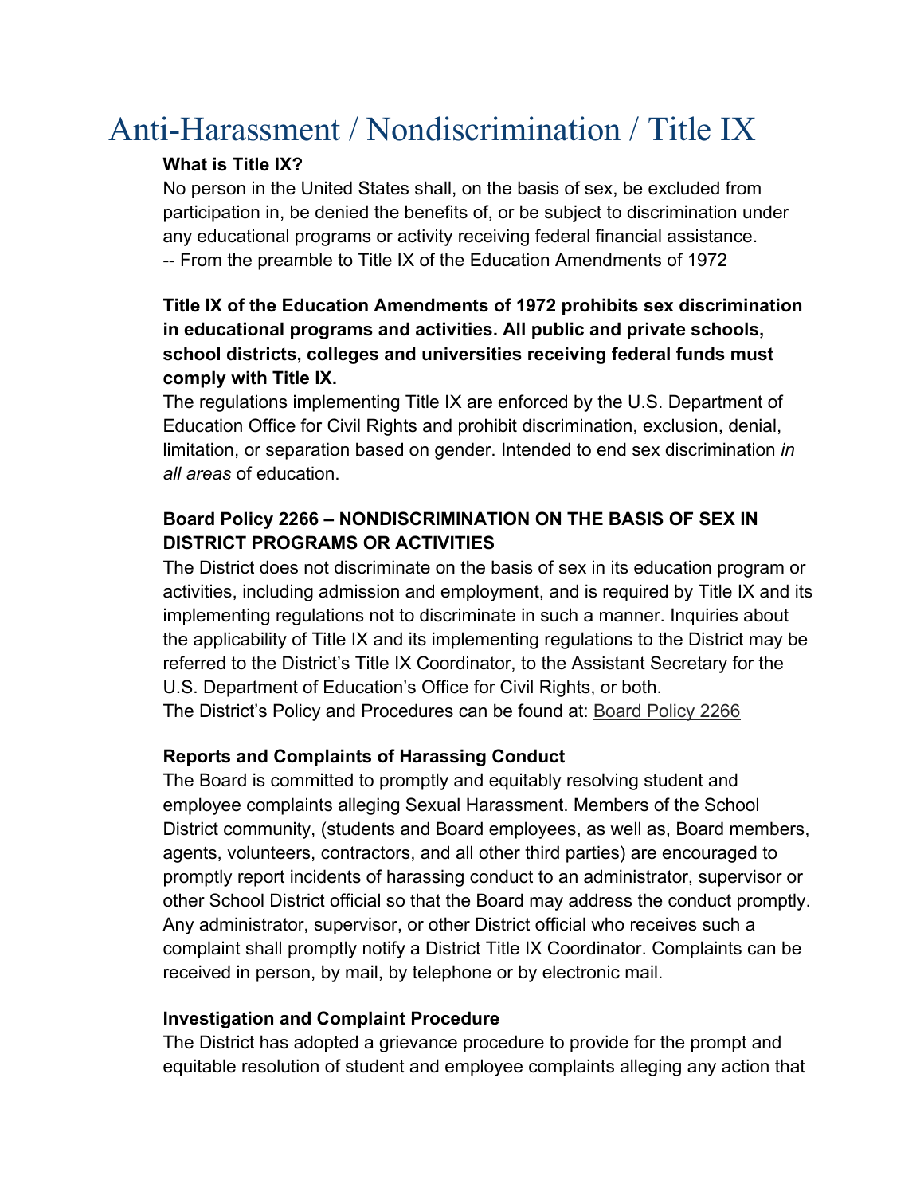# Anti-Harassment / Nondiscrimination / Title IX

### What is Title IX?

No person in the United States shall, on the basis of sex, be excluded from participation in, be denied the benefits of, or be subject to discrimination under any educational programs or activity receiving federal financial assistance.
-- From the preamble to Title IX of the Education Amendments of 1972

**Title IX of the Education Amendments of 1972 prohibits sex discrimination in educational programs and activities. All public and private schools, school districts, colleges and universities receiving federal funds must comply with Title IX.**

The regulations implementing Title IX are enforced by the U.S. Department of Education Office for Civil Rights and prohibit discrimination, exclusion, denial, limitation, or separation based on gender. Intended to end sex discrimination *in all areas* of education.

### Board Policy 2266 – NONDISCRIMINATION ON THE BASIS OF SEX IN DISTRICT PROGRAMS OR ACTIVITIES

The District does not discriminate on the basis of sex in its education program or activities, including admission and employment, and is required by Title IX and its implementing regulations not to discriminate in such a manner. Inquiries about the applicability of Title IX and its implementing regulations to the District may be referred to the District's Title IX Coordinator, to the Assistant Secretary for the U.S. Department of Education's Office for Civil Rights, or both.
The District's Policy and Procedures can be found at: Board Policy 2266

### Reports and Complaints of Harassing Conduct

The Board is committed to promptly and equitably resolving student and employee complaints alleging Sexual Harassment. Members of the School District community, (students and Board employees, as well as, Board members, agents, volunteers, contractors, and all other third parties) are encouraged to promptly report incidents of harassing conduct to an administrator, supervisor or other School District official so that the Board may address the conduct promptly. Any administrator, supervisor, or other District official who receives such a complaint shall promptly notify a District Title IX Coordinator. Complaints can be received in person, by mail, by telephone or by electronic mail.

### Investigation and Complaint Procedure

The District has adopted a grievance procedure to provide for the prompt and equitable resolution of student and employee complaints alleging any action that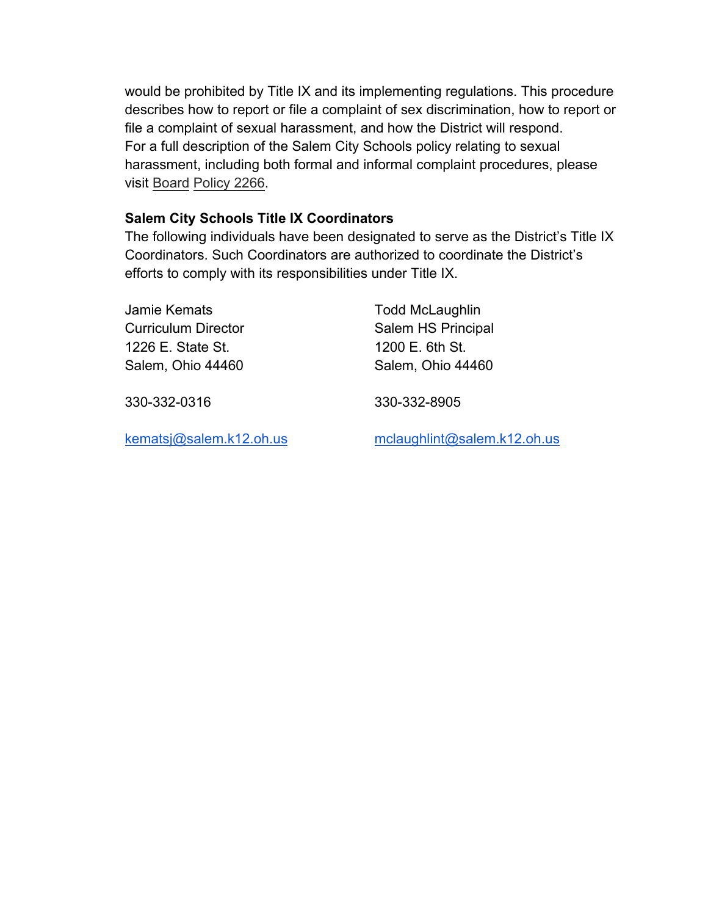would be prohibited by Title IX and its implementing regulations. This procedure describes how to report or file a complaint of sex discrimination, how to report or file a complaint of sexual harassment, and how the District will respond.
For a full description of the Salem City Schools policy relating to sexual harassment, including both formal and informal complaint procedures, please visit Board Policy 2266.

**Salem City Schools Title IX Coordinators**

The following individuals have been designated to serve as the District's Title IX Coordinators. Such Coordinators are authorized to coordinate the District's efforts to comply with its responsibilities under Title IX.

Jamie Kemats
Curriculum Director
1226 E. State St.
Salem, Ohio 44460

330-332-0316

kematsj@salem.k12.oh.us

Todd McLaughlin
Salem HS Principal
1200 E. 6th St.
Salem, Ohio 44460

330-332-8905

mclaughlint@salem.k12.oh.us